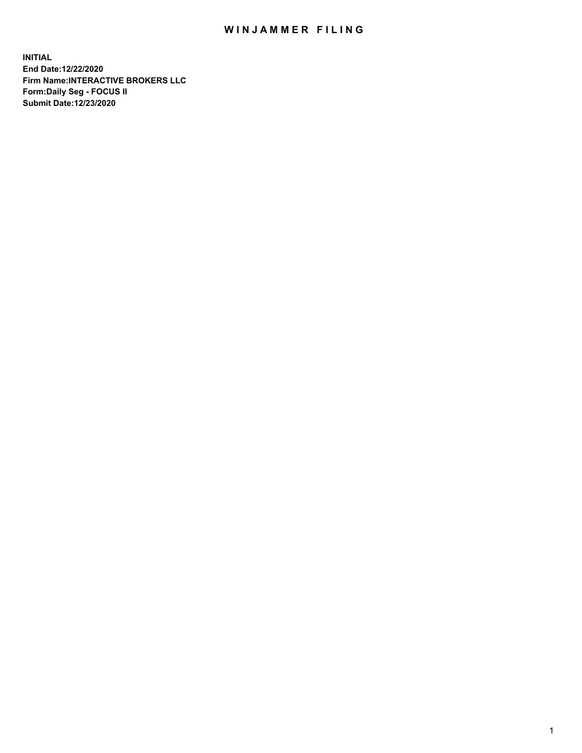# WINJAMMER FILING

**INITIAL**
**End Date:12/22/2020**
**Firm Name:INTERACTIVE BROKERS LLC**
**Form:Daily Seg - FOCUS II**
**Submit Date:12/23/2020**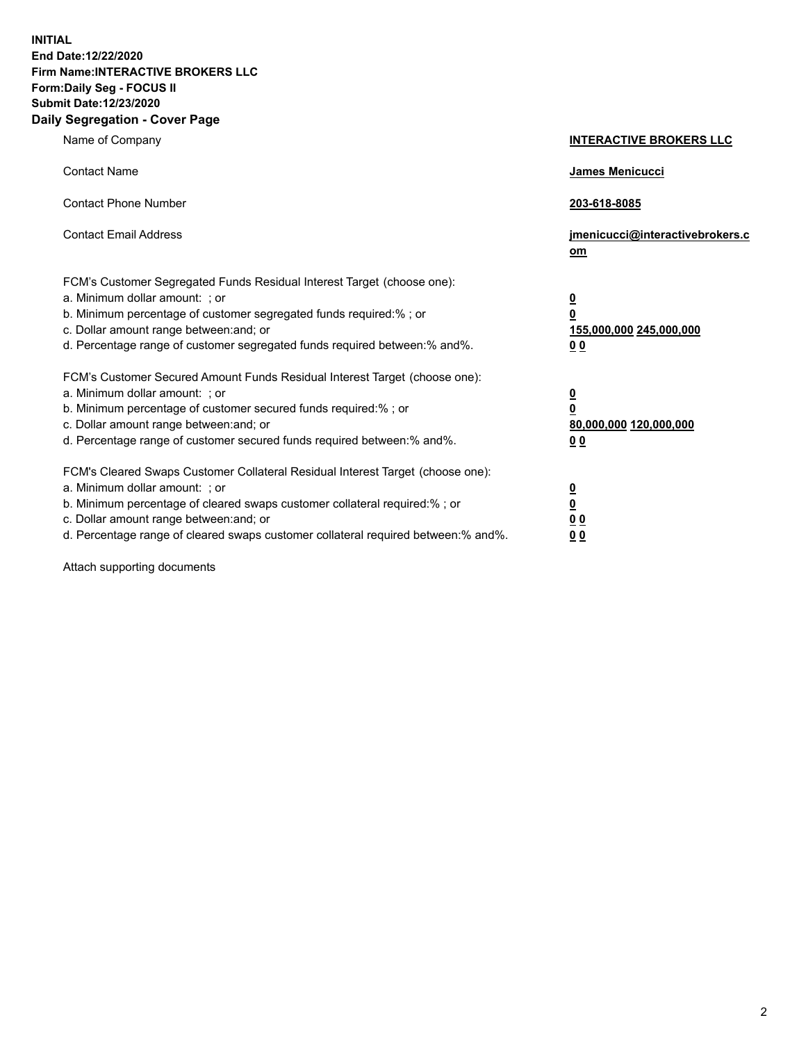**INITIAL**
**End Date:12/22/2020**
**Firm Name:INTERACTIVE BROKERS LLC**
**Form:Daily Seg - FOCUS II**
**Submit Date:12/23/2020**
**Daily Segregation - Cover Page**

| | |
|---|---|
| Name of Company | **INTERACTIVE BROKERS LLC** |
| Contact Name | **James Menicucci** |
| Contact Phone Number | **203-618-8085** |
| Contact Email Address | **jmenicucci@interactivebrokers.com** |
| FCM's Customer Segregated Funds Residual Interest Target (choose one): | |
| a. Minimum dollar amount: ; or | **0** |
| b. Minimum percentage of customer segregated funds required:% ; or | **0** |
| c. Dollar amount range between:and; or | **155,000,000 245,000,000** |
| d. Percentage range of customer segregated funds required between:% and%. | **0 0** |
| FCM's Customer Secured Amount Funds Residual Interest Target (choose one): | |
| a. Minimum dollar amount: ; or | **0** |
| b. Minimum percentage of customer secured funds required:% ; or | **0** |
| c. Dollar amount range between:and; or | **80,000,000 120,000,000** |
| d. Percentage range of customer secured funds required between:% and%. | **0 0** |
| FCM's Cleared Swaps Customer Collateral Residual Interest Target (choose one): | |
| a. Minimum dollar amount: ; or | **0** |
| b. Minimum percentage of cleared swaps customer collateral required:% ; or | **0** |
| c. Dollar amount range between:and; or | **0 0** |
| d. Percentage range of cleared swaps customer collateral required between:% and%. | **0 0** |

Attach supporting documents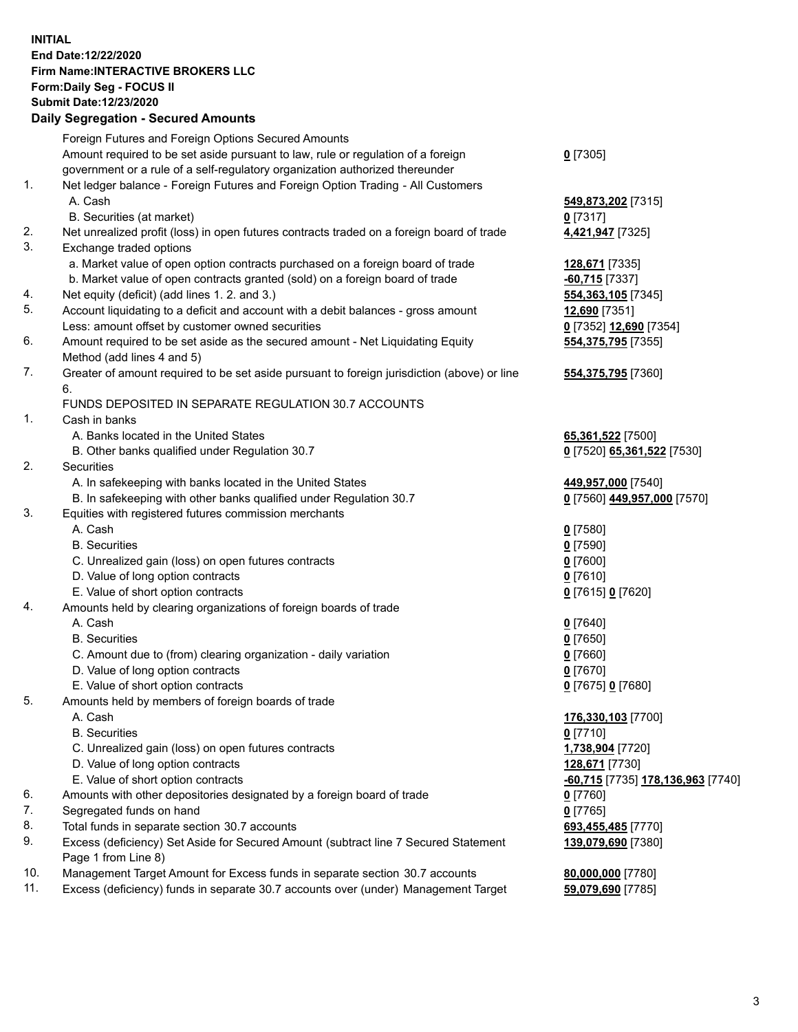**INITIAL**
**End Date:12/22/2020**
**Firm Name:INTERACTIVE BROKERS LLC**
**Form:Daily Seg - FOCUS II**
**Submit Date:12/23/2020**

## Daily Segregation - Secured Amounts

| | | |
|---|---|---|
| | Foreign Futures and Foreign Options Secured Amounts | |
| | Amount required to be set aside pursuant to law, rule or regulation of a foreign government or a rule of a self-regulatory organization authorized thereunder | **0** [7305] |
| 1. | Net ledger balance - Foreign Futures and Foreign Option Trading - All Customers | |
| | A. Cash | **549,873,202** [7315] |
| | B. Securities (at market) | **0** [7317] |
| 2. | Net unrealized profit (loss) in open futures contracts traded on a foreign board of trade | **4,421,947** [7325] |
| 3. | Exchange traded options | |
| | a. Market value of open option contracts purchased on a foreign board of trade | **128,671** [7335] |
| | b. Market value of open contracts granted (sold) on a foreign board of trade | **-60,715** [7337] |
| 4. | Net equity (deficit) (add lines 1. 2. and 3.) | **554,363,105** [7345] |
| 5. | Account liquidating to a deficit and account with a debit balances - gross amount | **12,690** [7351] |
| | Less: amount offset by customer owned securities | **0** [7352] **12,690** [7354] |
| 6. | Amount required to be set aside as the secured amount - Net Liquidating Equity Method (add lines 4 and 5) | **554,375,795** [7355] |
| 7. | Greater of amount required to be set aside pursuant to foreign jurisdiction (above) or line 6. | **554,375,795** [7360] |
| | FUNDS DEPOSITED IN SEPARATE REGULATION 30.7 ACCOUNTS | |
| 1. | Cash in banks | |
| | A. Banks located in the United States | **65,361,522** [7500] |
| | B. Other banks qualified under Regulation 30.7 | **0** [7520] **65,361,522** [7530] |
| 2. | Securities | |
| | A. In safekeeping with banks located in the United States | **449,957,000** [7540] |
| | B. In safekeeping with other banks qualified under Regulation 30.7 | **0** [7560] **449,957,000** [7570] |
| 3. | Equities with registered futures commission merchants | |
| | A. Cash | **0** [7580] |
| | B. Securities | **0** [7590] |
| | C. Unrealized gain (loss) on open futures contracts | **0** [7600] |
| | D. Value of long option contracts | **0** [7610] |
| | E. Value of short option contracts | **0** [7615] **0** [7620] |
| 4. | Amounts held by clearing organizations of foreign boards of trade | |
| | A. Cash | **0** [7640] |
| | B. Securities | **0** [7650] |
| | C. Amount due to (from) clearing organization - daily variation | **0** [7660] |
| | D. Value of long option contracts | **0** [7670] |
| | E. Value of short option contracts | **0** [7675] **0** [7680] |
| 5. | Amounts held by members of foreign boards of trade | |
| | A. Cash | **176,330,103** [7700] |
| | B. Securities | **0** [7710] |
| | C. Unrealized gain (loss) on open futures contracts | **1,738,904** [7720] |
| | D. Value of long option contracts | **128,671** [7730] |
| | E. Value of short option contracts | **-60,715** [7735] **178,136,963** [7740] |
| 6. | Amounts with other depositories designated by a foreign board of trade | **0** [7760] |
| 7. | Segregated funds on hand | **0** [7765] |
| 8. | Total funds in separate section 30.7 accounts | **693,455,485** [7770] |
| 9. | Excess (deficiency) Set Aside for Secured Amount (subtract line 7 Secured Statement Page 1 from Line 8) | **139,079,690** [7380] |
| 10. | Management Target Amount for Excess funds in separate section 30.7 accounts | **80,000,000** [7780] |
| 11. | Excess (deficiency) funds in separate 30.7 accounts over (under) Management Target | **59,079,690** [7785] |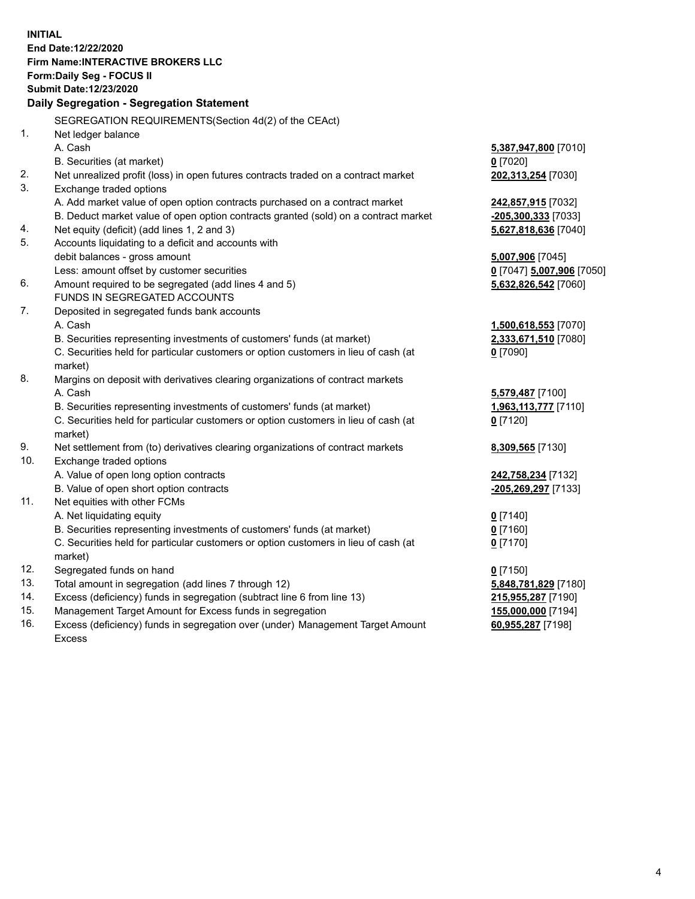**INITIAL**
**End Date:12/22/2020**
**Firm Name:INTERACTIVE BROKERS LLC**
**Form:Daily Seg - FOCUS II**
**Submit Date:12/23/2020**

### Daily Segregation - Segregation Statement

SEGREGATION REQUIREMENTS(Section 4d(2) of the CEAct)

| | | |
|---|---|---|
| 1. | Net ledger balance | |
| | A. Cash | **5,387,947,800** [7010] |
| | B. Securities (at market) | **0** [7020] |
| 2. | Net unrealized profit (loss) in open futures contracts traded on a contract market | **202,313,254** [7030] |
| 3. | Exchange traded options | |
| | A. Add market value of open option contracts purchased on a contract market | **242,857,915** [7032] |
| | B. Deduct market value of open option contracts granted (sold) on a contract market | **-205,300,333** [7033] |
| 4. | Net equity (deficit) (add lines 1, 2 and 3) | **5,627,818,636** [7040] |
| 5. | Accounts liquidating to a deficit and accounts with debit balances - gross amount | **5,007,906** [7045] |
| | Less: amount offset by customer securities | **0** [7047] **5,007,906** [7050] |
| 6. | Amount required to be segregated (add lines 4 and 5) | **5,632,826,542** [7060] |
| | FUNDS IN SEGREGATED ACCOUNTS | |
| 7. | Deposited in segregated funds bank accounts | |
| | A. Cash | **1,500,618,553** [7070] |
| | B. Securities representing investments of customers' funds (at market) | **2,333,671,510** [7080] |
| | C. Securities held for particular customers or option customers in lieu of cash (at market) | **0** [7090] |
| 8. | Margins on deposit with derivatives clearing organizations of contract markets | |
| | A. Cash | **5,579,487** [7100] |
| | B. Securities representing investments of customers' funds (at market) | **1,963,113,777** [7110] |
| | C. Securities held for particular customers or option customers in lieu of cash (at market) | **0** [7120] |
| 9. | Net settlement from (to) derivatives clearing organizations of contract markets | **8,309,565** [7130] |
| 10. | Exchange traded options | |
| | A. Value of open long option contracts | **242,758,234** [7132] |
| | B. Value of open short option contracts | **-205,269,297** [7133] |
| 11. | Net equities with other FCMs | |
| | A. Net liquidating equity | **0** [7140] |
| | B. Securities representing investments of customers' funds (at market) | **0** [7160] |
| | C. Securities held for particular customers or option customers in lieu of cash (at market) | **0** [7170] |
| 12. | Segregated funds on hand | **0** [7150] |
| 13. | Total amount in segregation (add lines 7 through 12) | **5,848,781,829** [7180] |
| 14. | Excess (deficiency) funds in segregation (subtract line 6 from line 13) | **215,955,287** [7190] |
| 15. | Management Target Amount for Excess funds in segregation | **155,000,000** [7194] |
| 16. | Excess (deficiency) funds in segregation over (under) Management Target Amount Excess | **60,955,287** [7198] |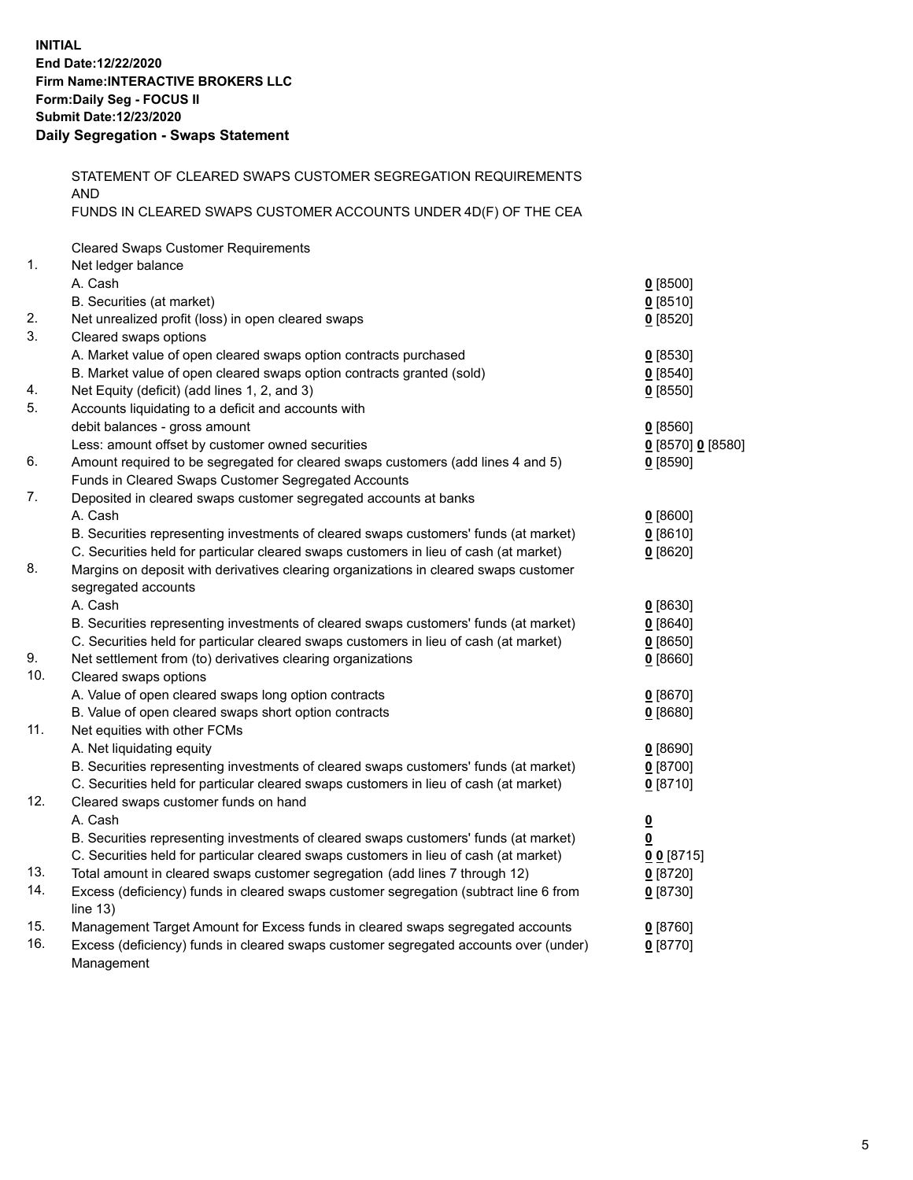**INITIAL**
**End Date:12/22/2020**
**Firm Name:INTERACTIVE BROKERS LLC**
**Form:Daily Seg - FOCUS II**
**Submit Date:12/23/2020**
**Daily Segregation - Swaps Statement**

STATEMENT OF CLEARED SWAPS CUSTOMER SEGREGATION REQUIREMENTS AND FUNDS IN CLEARED SWAPS CUSTOMER ACCOUNTS UNDER 4D(F) OF THE CEA

| | | |
|---|---|---|
| | Cleared Swaps Customer Requirements | |
| 1. | Net ledger balance | |
| | A. Cash | 0 [8500] |
| | B. Securities (at market) | 0 [8510] |
| 2. | Net unrealized profit (loss) in open cleared swaps | 0 [8520] |
| 3. | Cleared swaps options | |
| | A. Market value of open cleared swaps option contracts purchased | 0 [8530] |
| | B. Market value of open cleared swaps option contracts granted (sold) | 0 [8540] |
| 4. | Net Equity (deficit) (add lines 1, 2, and 3) | 0 [8550] |
| 5. | Accounts liquidating to a deficit and accounts with | |
| | debit balances - gross amount | 0 [8560] |
| | Less: amount offset by customer owned securities | 0 [8570] 0 [8580] |
| 6. | Amount required to be segregated for cleared swaps customers (add lines 4 and 5) | 0 [8590] |
| | Funds in Cleared Swaps Customer Segregated Accounts | |
| 7. | Deposited in cleared swaps customer segregated accounts at banks | |
| | A. Cash | 0 [8600] |
| | B. Securities representing investments of cleared swaps customers' funds (at market) | 0 [8610] |
| | C. Securities held for particular cleared swaps customers in lieu of cash (at market) | 0 [8620] |
| 8. | Margins on deposit with derivatives clearing organizations in cleared swaps customer segregated accounts | |
| | A. Cash | 0 [8630] |
| | B. Securities representing investments of cleared swaps customers' funds (at market) | 0 [8640] |
| | C. Securities held for particular cleared swaps customers in lieu of cash (at market) | 0 [8650] |
| 9. | Net settlement from (to) derivatives clearing organizations | 0 [8660] |
| 10. | Cleared swaps options | |
| | A. Value of open cleared swaps long option contracts | 0 [8670] |
| | B. Value of open cleared swaps short option contracts | 0 [8680] |
| 11. | Net equities with other FCMs | |
| | A. Net liquidating equity | 0 [8690] |
| | B. Securities representing investments of cleared swaps customers' funds (at market) | 0 [8700] |
| | C. Securities held for particular cleared swaps customers in lieu of cash (at market) | 0 [8710] |
| 12. | Cleared swaps customer funds on hand | |
| | A. Cash | 0 |
| | B. Securities representing investments of cleared swaps customers' funds (at market) | 0 |
| | C. Securities held for particular cleared swaps customers in lieu of cash (at market) | 0 0 [8715] |
| 13. | Total amount in cleared swaps customer segregation (add lines 7 through 12) | 0 [8720] |
| 14. | Excess (deficiency) funds in cleared swaps customer segregation (subtract line 6 from line 13) | 0 [8730] |
| 15. | Management Target Amount for Excess funds in cleared swaps segregated accounts | 0 [8760] |
| 16. | Excess (deficiency) funds in cleared swaps customer segregated accounts over (under) Management | 0 [8770] |